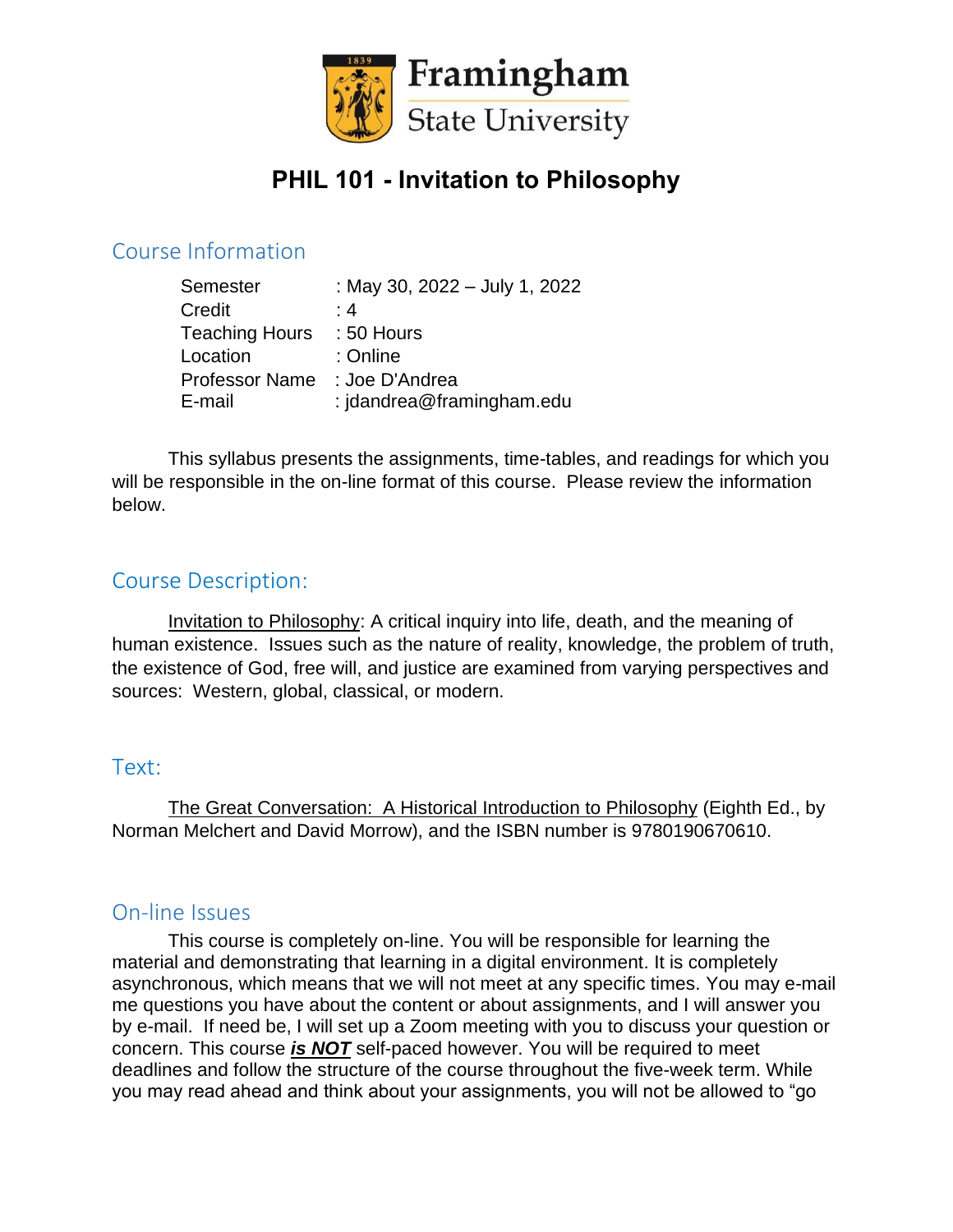Framingham State University

# PHIL 101 - Invitation to Philosophy

## Course Information

Semester : May 30, 2022 – July 1, 2022
Credit : 4
Teaching Hours : 50 Hours
Location : Online
Professor Name : Joe D'Andrea
E-mail : jdandrea@framingham.edu

This syllabus presents the assignments, time-tables, and readings for which you will be responsible in the on-line format of this course. Please review the information below.

## Course Description:

Invitation to Philosophy: A critical inquiry into life, death, and the meaning of human existence. Issues such as the nature of reality, knowledge, the problem of truth, the existence of God, free will, and justice are examined from varying perspectives and sources: Western, global, classical, or modern.

## Text:

The Great Conversation: A Historical Introduction to Philosophy (Eighth Ed., by Norman Melchert and David Morrow), and the ISBN number is 9780190670610.

## On-line Issues

This course is completely on-line. You will be responsible for learning the material and demonstrating that learning in a digital environment. It is completely asynchronous, which means that we will not meet at any specific times. You may e-mail me questions you have about the content or about assignments, and I will answer you by e-mail. If need be, I will set up a Zoom meeting with you to discuss your question or concern. This course ***is NOT*** self-paced however. You will be required to meet deadlines and follow the structure of the course throughout the five-week term. While you may read ahead and think about your assignments, you will not be allowed to "go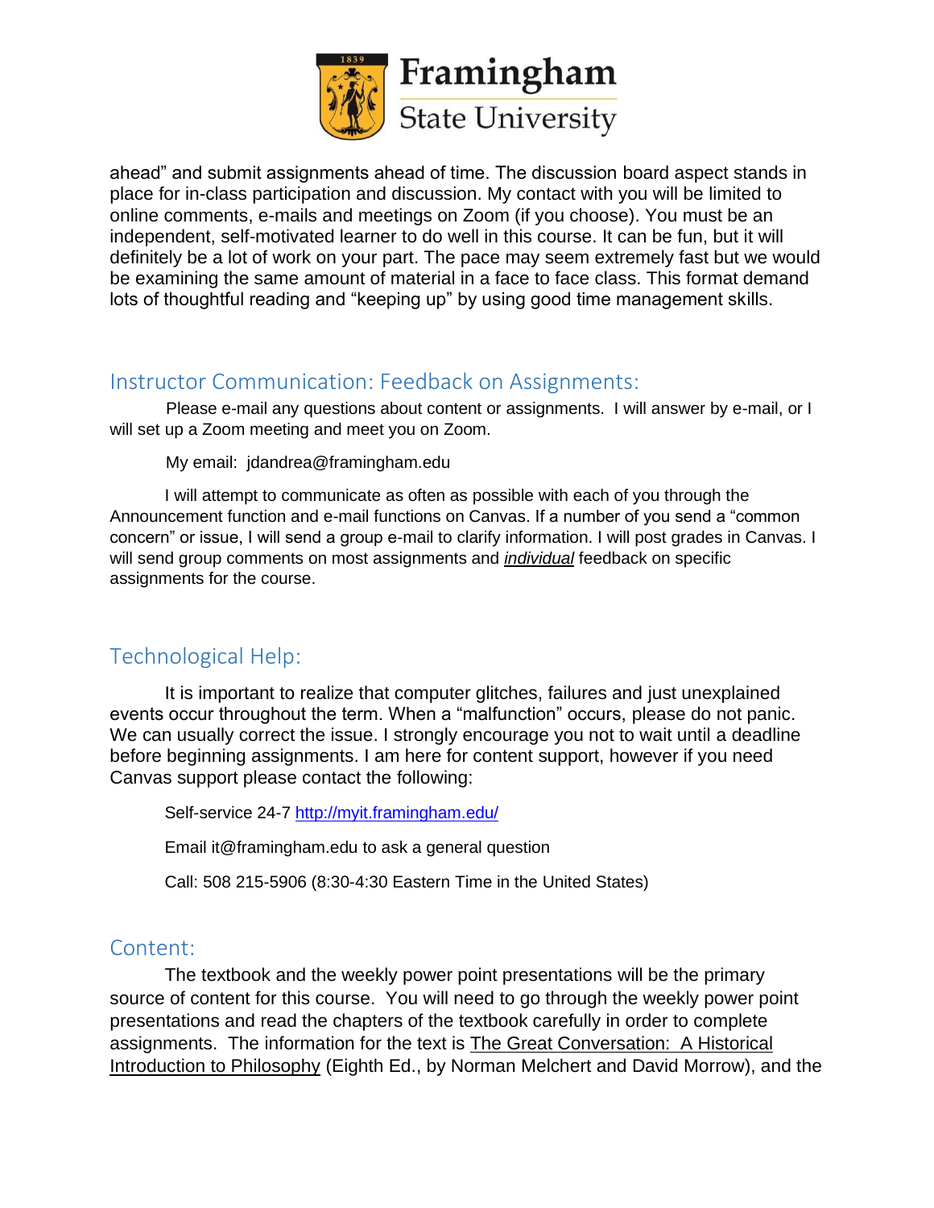ahead" and submit assignments ahead of time. The discussion board aspect stands in place for in-class participation and discussion. My contact with you will be limited to online comments, e-mails and meetings on Zoom (if you choose). You must be an independent, self-motivated learner to do well in this course. It can be fun, but it will definitely be a lot of work on your part. The pace may seem extremely fast but we would be examining the same amount of material in a face to face class. This format demand lots of thoughtful reading and "keeping up" by using good time management skills.

## Instructor Communication: Feedback on Assignments:

Please e-mail any questions about content or assignments. I will answer by e-mail, or I will set up a Zoom meeting and meet you on Zoom.

My email: jdandrea@framingham.edu

I will attempt to communicate as often as possible with each of you through the Announcement function and e-mail functions on Canvas. If a number of you send a "common concern" or issue, I will send a group e-mail to clarify information. I will post grades in Canvas. I will send group comments on most assignments and ***individual*** feedback on specific assignments for the course.

## Technological Help:

It is important to realize that computer glitches, failures and just unexplained events occur throughout the term. When a "malfunction" occurs, please do not panic. We can usually correct the issue. I strongly encourage you not to wait until a deadline before beginning assignments. I am here for content support, however if you need Canvas support please contact the following:

Self-service 24-7 [http://myit.framingham.edu/](http://myit.framingham.edu/)

Email it@framingham.edu to ask a general question

Call: 508 215-5906 (8:30-4:30 Eastern Time in the United States)

## Content:

The textbook and the weekly power point presentations will be the primary source of content for this course. You will need to go through the weekly power point presentations and read the chapters of the textbook carefully in order to complete assignments. The information for the text is The Great Conversation: A Historical Introduction to Philosophy (Eighth Ed., by Norman Melchert and David Morrow), and the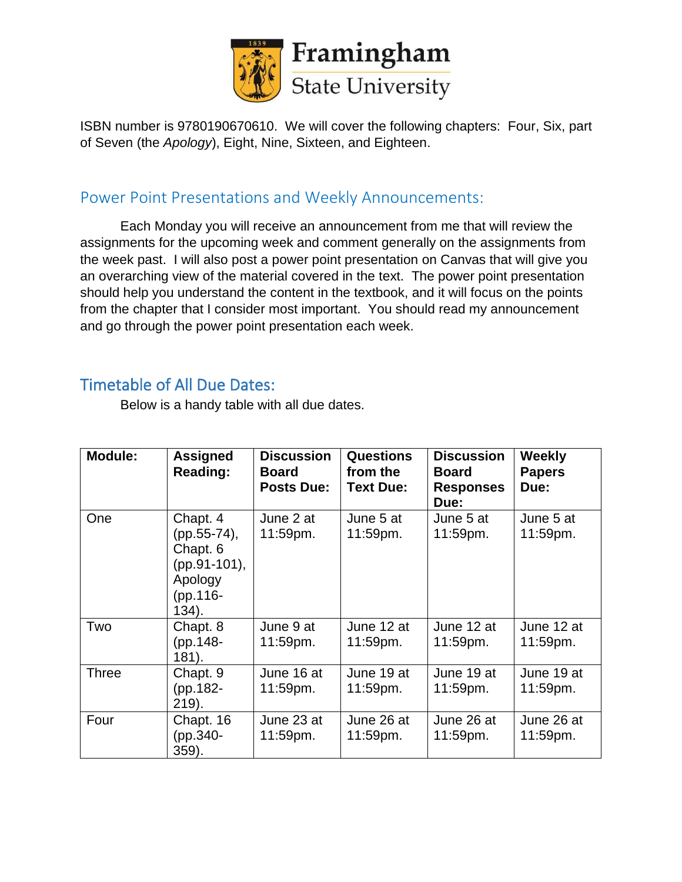ISBN number is 9780190670610. We will cover the following chapters: Four, Six, part of Seven (the *Apology*), Eight, Nine, Sixteen, and Eighteen.

## Power Point Presentations and Weekly Announcements:

Each Monday you will receive an announcement from me that will review the assignments for the upcoming week and comment generally on the assignments from the week past. I will also post a power point presentation on Canvas that will give you an overarching view of the material covered in the text. The power point presentation should help you understand the content in the textbook, and it will focus on the points from the chapter that I consider most important. You should read my announcement and go through the power point presentation each week.

## Timetable of All Due Dates:

Below is a handy table with all due dates.

| **Module:** | **Assigned Reading:** | **Discussion Board Posts Due:** | **Questions from the Text Due:** | **Discussion Board Responses Due:** | **Weekly Papers Due:** |
|---|---|---|---|---|---|
| One | Chapt. 4 (pp.55-74), Chapt. 6 (pp.91-101), Apology (pp.116-134). | June 2 at 11:59pm. | June 5 at 11:59pm. | June 5 at 11:59pm. | June 5 at 11:59pm. |
| Two | Chapt. 8 (pp.148-181). | June 9 at 11:59pm. | June 12 at 11:59pm. | June 12 at 11:59pm. | June 12 at 11:59pm. |
| Three | Chapt. 9 (pp.182-219). | June 16 at 11:59pm. | June 19 at 11:59pm. | June 19 at 11:59pm. | June 19 at 11:59pm. |
| Four | Chapt. 16 (pp.340-359). | June 23 at 11:59pm. | June 26 at 11:59pm. | June 26 at 11:59pm. | June 26 at 11:59pm. |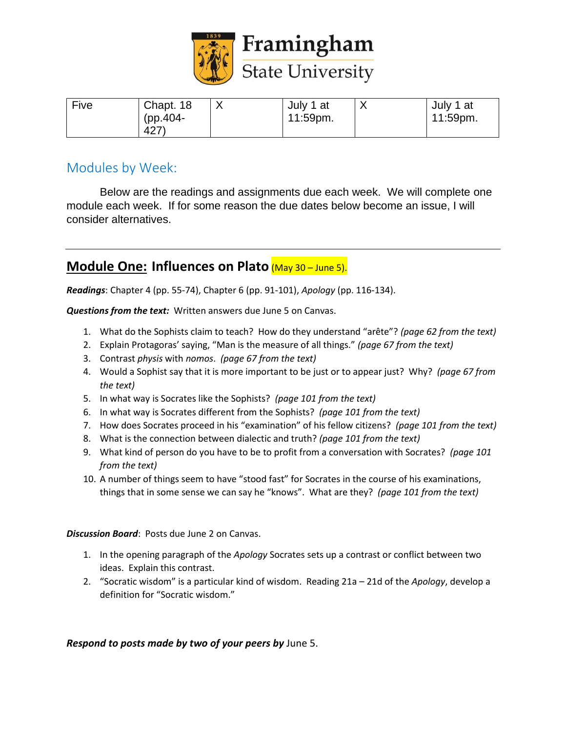| Five | Chapt. 18 (pp.404-427) | X | July 1 at 11:59pm. | X | July 1 at 11:59pm. |
|---|---|---|---|---|---|

## Modules by Week:

Below are the readings and assignments due each week. We will complete one module each week. If for some reason the due dates below become an issue, I will consider alternatives.

---

## **Module One:** Influences on Plato (May 30 – June 5).

***Readings***: Chapter 4 (pp. 55-74), Chapter 6 (pp. 91-101), *Apology* (pp. 116-134).

***Questions from the text:*** Written answers due June 5 on Canvas.

1. What do the Sophists claim to teach? How do they understand "arête"? *(page 62 from the text)*
2. Explain Protagoras' saying, "Man is the measure of all things." *(page 67 from the text)*
3. Contrast *physis* with *nomos*. *(page 67 from the text)*
4. Would a Sophist say that it is more important to be just or to appear just? Why? *(page 67 from the text)*
5. In what way is Socrates like the Sophists? *(page 101 from the text)*
6. In what way is Socrates different from the Sophists? *(page 101 from the text)*
7. How does Socrates proceed in his "examination" of his fellow citizens? *(page 101 from the text)*
8. What is the connection between dialectic and truth? *(page 101 from the text)*
9. What kind of person do you have to be to profit from a conversation with Socrates? *(page 101 from the text)*
10. A number of things seem to have "stood fast" for Socrates in the course of his examinations, things that in some sense we can say he "knows". What are they? *(page 101 from the text)*

***Discussion Board***: Posts due June 2 on Canvas.

1. In the opening paragraph of the *Apology* Socrates sets up a contrast or conflict between two ideas. Explain this contrast.
2. "Socratic wisdom" is a particular kind of wisdom. Reading 21a – 21d of the *Apology*, develop a definition for "Socratic wisdom."

***Respond to posts made by two of your peers by*** June 5.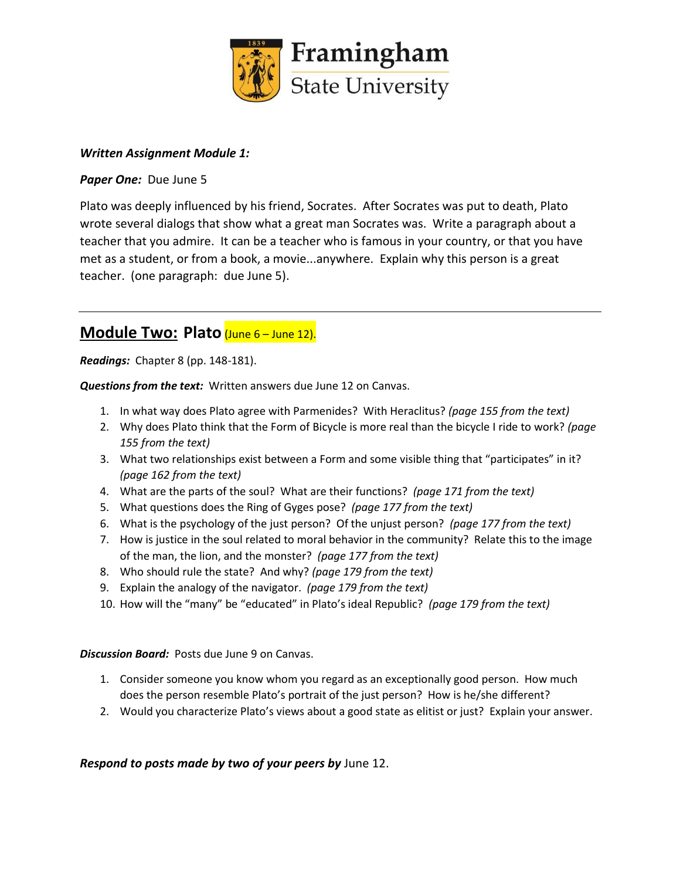**Framingham State University**

***Written Assignment Module 1:***

***Paper One:*** Due June 5

Plato was deeply influenced by his friend, Socrates. After Socrates was put to death, Plato wrote several dialogs that show what a great man Socrates was. Write a paragraph about a teacher that you admire. It can be a teacher who is famous in your country, or that you have met as a student, or from a book, a movie...anywhere. Explain why this person is a great teacher. (one paragraph: due June 5).

---

## Module Two: Plato (June 6 – June 12).

***Readings:*** Chapter 8 (pp. 148-181).

***Questions from the text:*** Written answers due June 12 on Canvas.

1. In what way does Plato agree with Parmenides? With Heraclitus? *(page 155 from the text)*
2. Why does Plato think that the Form of Bicycle is more real than the bicycle I ride to work? *(page 155 from the text)*
3. What two relationships exist between a Form and some visible thing that "participates" in it? *(page 162 from the text)*
4. What are the parts of the soul? What are their functions? *(page 171 from the text)*
5. What questions does the Ring of Gyges pose? *(page 177 from the text)*
6. What is the psychology of the just person? Of the unjust person? *(page 177 from the text)*
7. How is justice in the soul related to moral behavior in the community? Relate this to the image of the man, the lion, and the monster? *(page 177 from the text)*
8. Who should rule the state? And why? *(page 179 from the text)*
9. Explain the analogy of the navigator. *(page 179 from the text)*
10. How will the "many" be "educated" in Plato's ideal Republic? *(page 179 from the text)*

***Discussion Board:*** Posts due June 9 on Canvas.

1. Consider someone you know whom you regard as an exceptionally good person. How much does the person resemble Plato's portrait of the just person? How is he/she different?
2. Would you characterize Plato's views about a good state as elitist or just? Explain your answer.

***Respond to posts made by two of your peers by*** June 12.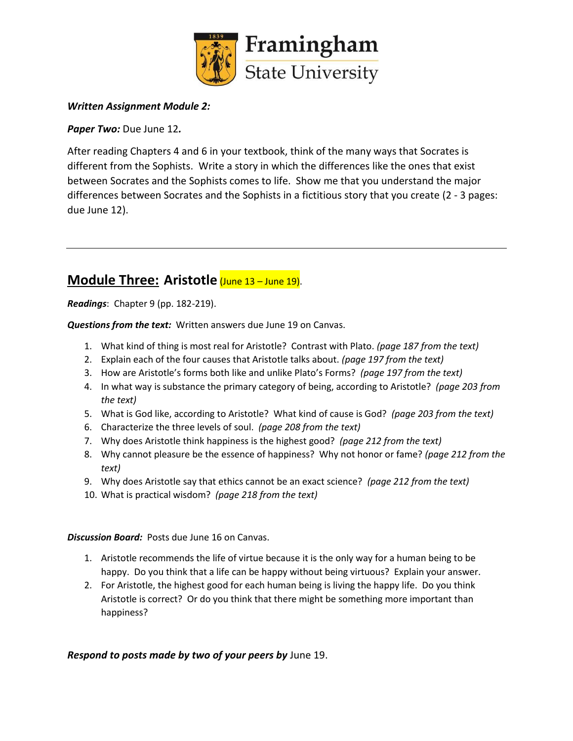***Written Assignment Module 2:***

***Paper Two:*** Due June 12***.***

After reading Chapters 4 and 6 in your textbook, think of the many ways that Socrates is different from the Sophists. Write a story in which the differences like the ones that exist between Socrates and the Sophists comes to life. Show me that you understand the major differences between Socrates and the Sophists in a fictitious story that you create (2 - 3 pages: due June 12).

---

## **Module Three:** Aristotle (June 13 – June 19).

***Readings***: Chapter 9 (pp. 182-219).

***Questions from the text:*** Written answers due June 19 on Canvas.

1. What kind of thing is most real for Aristotle? Contrast with Plato. *(page 187 from the text)*
2. Explain each of the four causes that Aristotle talks about. *(page 197 from the text)*
3. How are Aristotle's forms both like and unlike Plato's Forms? *(page 197 from the text)*
4. In what way is substance the primary category of being, according to Aristotle? *(page 203 from the text)*
5. What is God like, according to Aristotle? What kind of cause is God? *(page 203 from the text)*
6. Characterize the three levels of soul. *(page 208 from the text)*
7. Why does Aristotle think happiness is the highest good? *(page 212 from the text)*
8. Why cannot pleasure be the essence of happiness? Why not honor or fame? *(page 212 from the text)*
9. Why does Aristotle say that ethics cannot be an exact science? *(page 212 from the text)*
10. What is practical wisdom? *(page 218 from the text)*

***Discussion Board:*** Posts due June 16 on Canvas.

1. Aristotle recommends the life of virtue because it is the only way for a human being to be happy. Do you think that a life can be happy without being virtuous? Explain your answer.
2. For Aristotle, the highest good for each human being is living the happy life. Do you think Aristotle is correct? Or do you think that there might be something more important than happiness?

***Respond to posts made by two of your peers by*** June 19.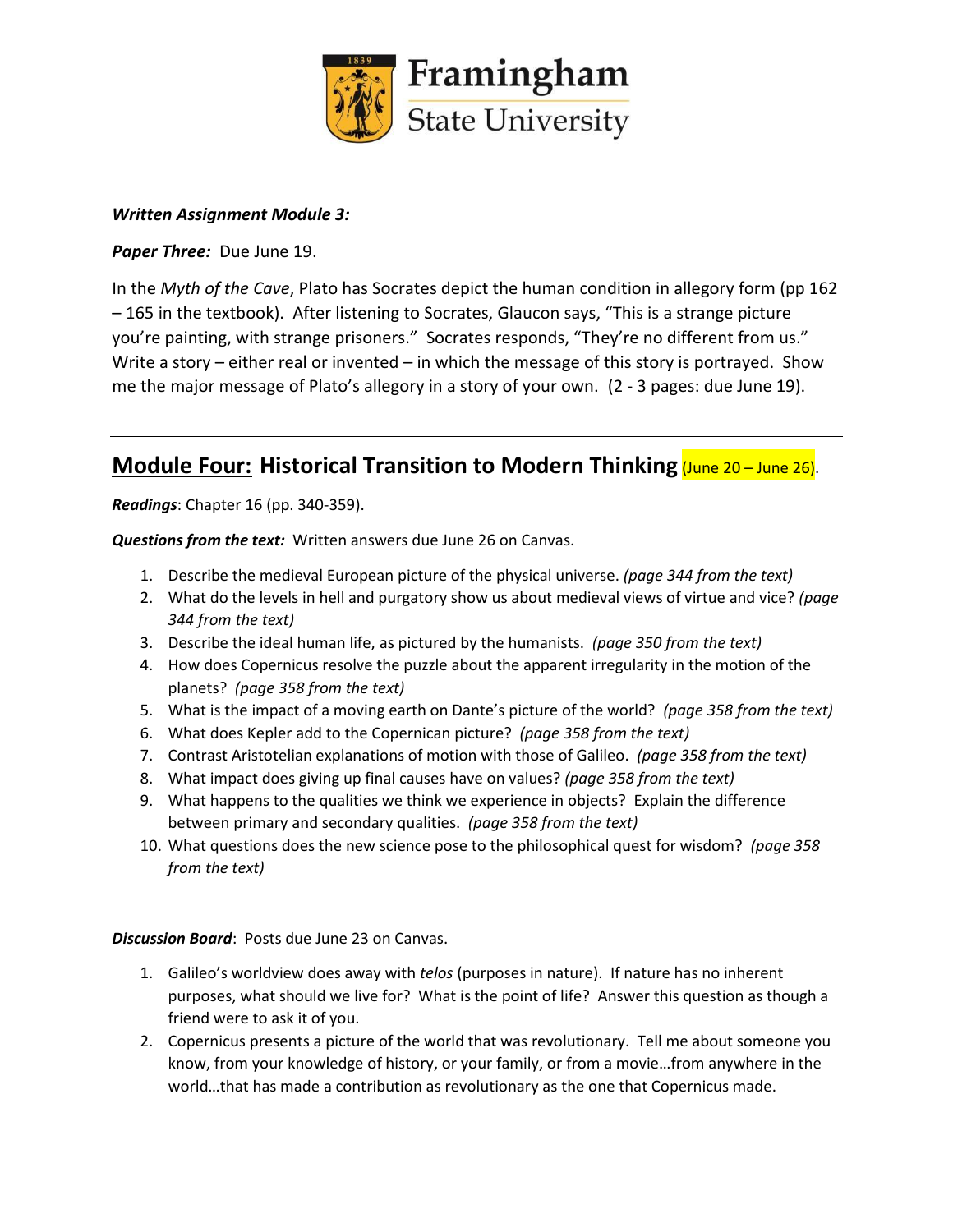***Written Assignment Module 3:***

***Paper Three:*** Due June 19.

In the *Myth of the Cave*, Plato has Socrates depict the human condition in allegory form (pp 162 – 165 in the textbook). After listening to Socrates, Glaucon says, "This is a strange picture you're painting, with strange prisoners." Socrates responds, "They're no different from us." Write a story – either real or invented – in which the message of this story is portrayed. Show me the major message of Plato's allegory in a story of your own. (2 - 3 pages: due June 19).

---

## Module Four: Historical Transition to Modern Thinking (June 20 – June 26).

***Readings***: Chapter 16 (pp. 340-359).

***Questions from the text:*** Written answers due June 26 on Canvas.

1. Describe the medieval European picture of the physical universe. *(page 344 from the text)*
2. What do the levels in hell and purgatory show us about medieval views of virtue and vice? *(page 344 from the text)*
3. Describe the ideal human life, as pictured by the humanists. *(page 350 from the text)*
4. How does Copernicus resolve the puzzle about the apparent irregularity in the motion of the planets? *(page 358 from the text)*
5. What is the impact of a moving earth on Dante's picture of the world? *(page 358 from the text)*
6. What does Kepler add to the Copernican picture? *(page 358 from the text)*
7. Contrast Aristotelian explanations of motion with those of Galileo. *(page 358 from the text)*
8. What impact does giving up final causes have on values? *(page 358 from the text)*
9. What happens to the qualities we think we experience in objects? Explain the difference between primary and secondary qualities. *(page 358 from the text)*
10. What questions does the new science pose to the philosophical quest for wisdom? *(page 358 from the text)*

***Discussion Board***: Posts due June 23 on Canvas.

1. Galileo's worldview does away with *telos* (purposes in nature). If nature has no inherent purposes, what should we live for? What is the point of life? Answer this question as though a friend were to ask it of you.
2. Copernicus presents a picture of the world that was revolutionary. Tell me about someone you know, from your knowledge of history, or your family, or from a movie…from anywhere in the world…that has made a contribution as revolutionary as the one that Copernicus made.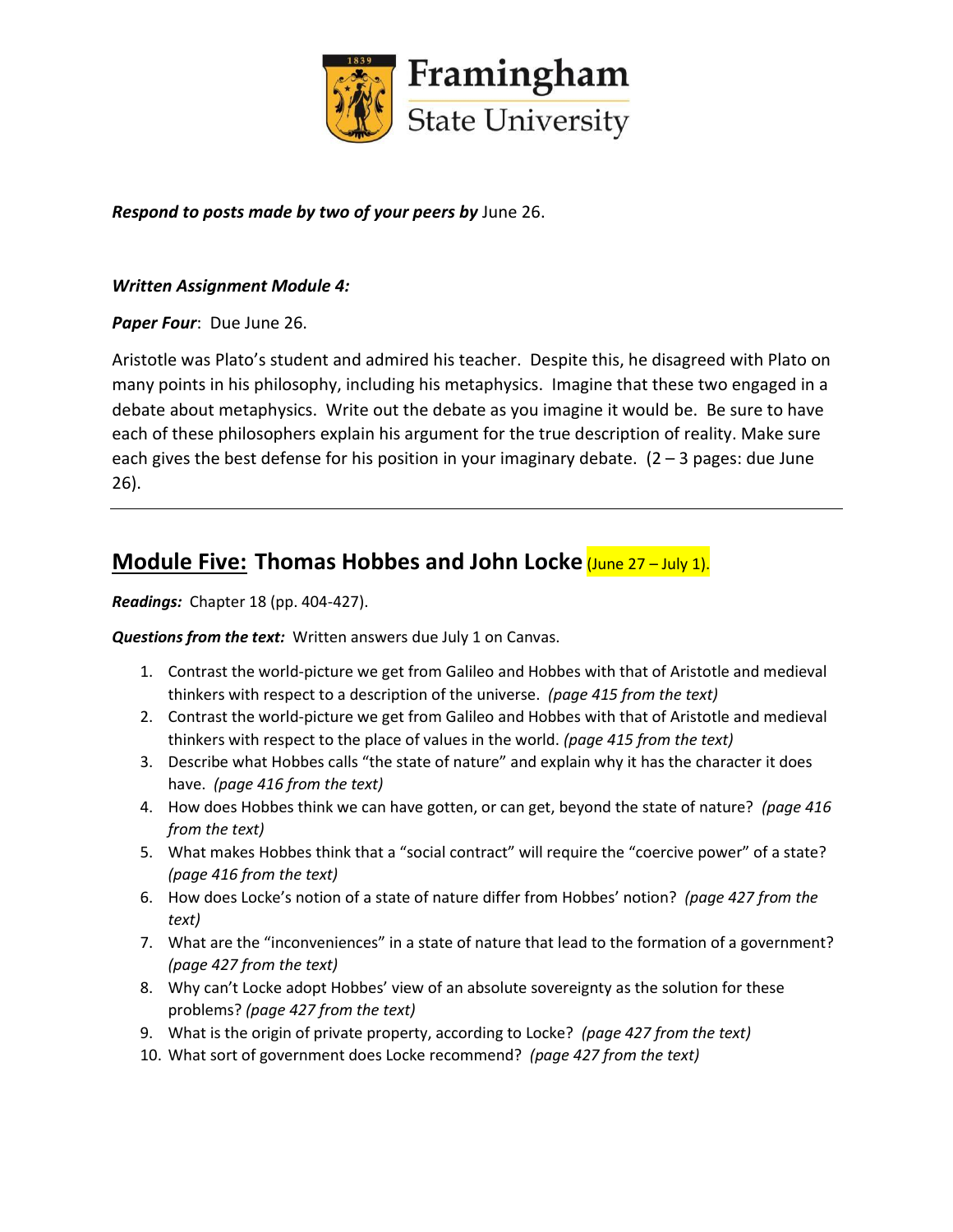***Respond to posts made by two of your peers by*** June 26.

***Written Assignment Module 4:***

***Paper Four***: Due June 26.

Aristotle was Plato's student and admired his teacher. Despite this, he disagreed with Plato on many points in his philosophy, including his metaphysics. Imagine that these two engaged in a debate about metaphysics. Write out the debate as you imagine it would be. Be sure to have each of these philosophers explain his argument for the true description of reality. Make sure each gives the best defense for his position in your imaginary debate. (2 – 3 pages: due June 26).

---

## Module Five: Thomas Hobbes and John Locke (June 27 – July 1).

***Readings:*** Chapter 18 (pp. 404-427).

***Questions from the text:*** Written answers due July 1 on Canvas.

1. Contrast the world-picture we get from Galileo and Hobbes with that of Aristotle and medieval thinkers with respect to a description of the universe. *(page 415 from the text)*
2. Contrast the world-picture we get from Galileo and Hobbes with that of Aristotle and medieval thinkers with respect to the place of values in the world. *(page 415 from the text)*
3. Describe what Hobbes calls "the state of nature" and explain why it has the character it does have. *(page 416 from the text)*
4. How does Hobbes think we can have gotten, or can get, beyond the state of nature? *(page 416 from the text)*
5. What makes Hobbes think that a "social contract" will require the "coercive power" of a state? *(page 416 from the text)*
6. How does Locke's notion of a state of nature differ from Hobbes' notion? *(page 427 from the text)*
7. What are the "inconveniences" in a state of nature that lead to the formation of a government? *(page 427 from the text)*
8. Why can't Locke adopt Hobbes' view of an absolute sovereignty as the solution for these problems? *(page 427 from the text)*
9. What is the origin of private property, according to Locke? *(page 427 from the text)*
10. What sort of government does Locke recommend? *(page 427 from the text)*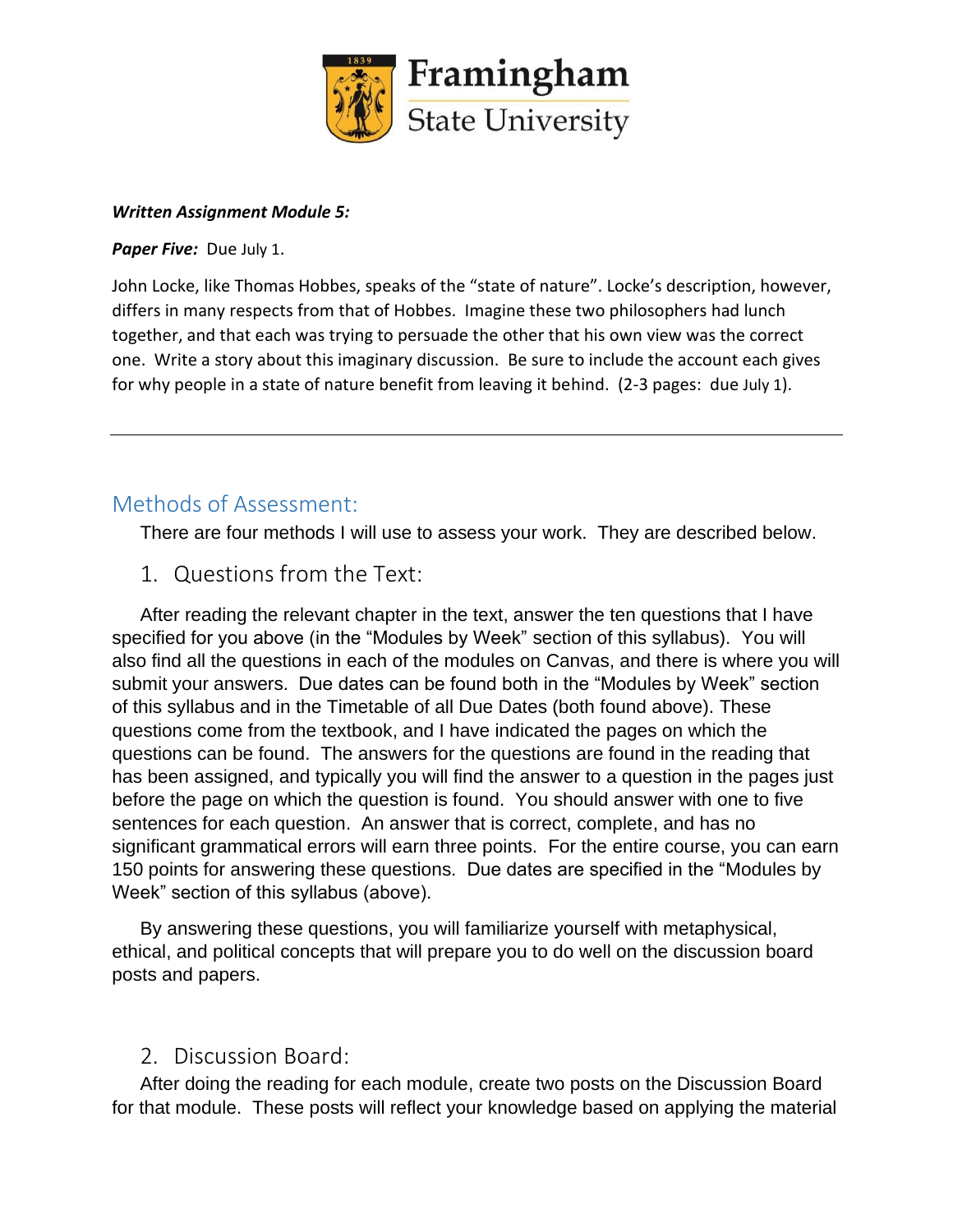***Written Assignment Module 5:***

***Paper Five:*** Due July 1.

John Locke, like Thomas Hobbes, speaks of the "state of nature". Locke's description, however, differs in many respects from that of Hobbes. Imagine these two philosophers had lunch together, and that each was trying to persuade the other that his own view was the correct one. Write a story about this imaginary discussion. Be sure to include the account each gives for why people in a state of nature benefit from leaving it behind. (2-3 pages: due July 1).

---

## Methods of Assessment:

There are four methods I will use to assess your work. They are described below.

### 1. Questions from the Text:

After reading the relevant chapter in the text, answer the ten questions that I have specified for you above (in the "Modules by Week" section of this syllabus). You will also find all the questions in each of the modules on Canvas, and there is where you will submit your answers. Due dates can be found both in the "Modules by Week" section of this syllabus and in the Timetable of all Due Dates (both found above). These questions come from the textbook, and I have indicated the pages on which the questions can be found. The answers for the questions are found in the reading that has been assigned, and typically you will find the answer to a question in the pages just before the page on which the question is found. You should answer with one to five sentences for each question. An answer that is correct, complete, and has no significant grammatical errors will earn three points. For the entire course, you can earn 150 points for answering these questions. Due dates are specified in the "Modules by Week" section of this syllabus (above).

By answering these questions, you will familiarize yourself with metaphysical, ethical, and political concepts that will prepare you to do well on the discussion board posts and papers.

### 2. Discussion Board:

After doing the reading for each module, create two posts on the Discussion Board for that module. These posts will reflect your knowledge based on applying the material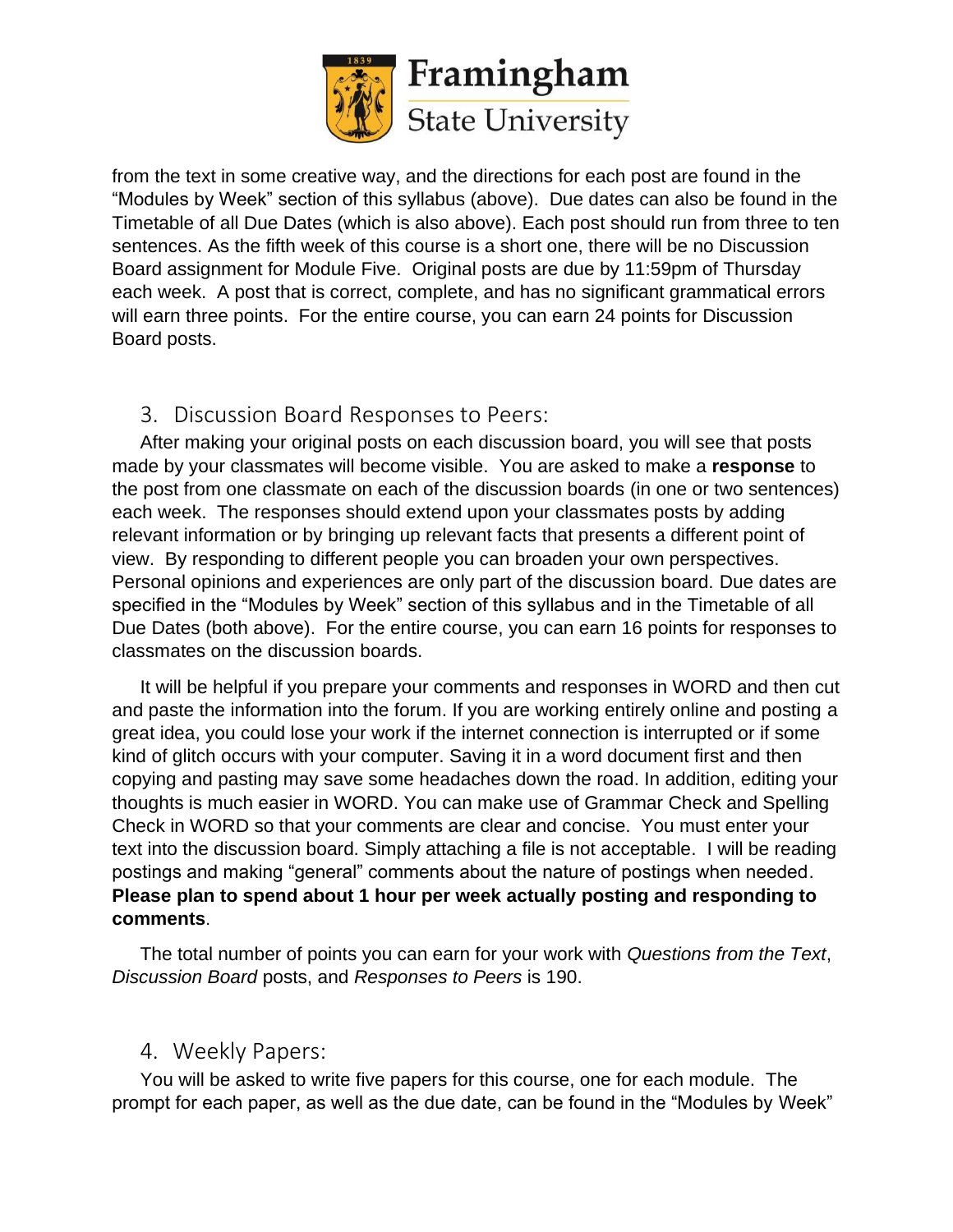from the text in some creative way, and the directions for each post are found in the "Modules by Week" section of this syllabus (above). Due dates can also be found in the Timetable of all Due Dates (which is also above). Each post should run from three to ten sentences. As the fifth week of this course is a short one, there will be no Discussion Board assignment for Module Five. Original posts are due by 11:59pm of Thursday each week. A post that is correct, complete, and has no significant grammatical errors will earn three points. For the entire course, you can earn 24 points for Discussion Board posts.

## 3. Discussion Board Responses to Peers:

After making your original posts on each discussion board, you will see that posts made by your classmates will become visible. You are asked to make a **response** to the post from one classmate on each of the discussion boards (in one or two sentences) each week. The responses should extend upon your classmates posts by adding relevant information or by bringing up relevant facts that presents a different point of view. By responding to different people you can broaden your own perspectives. Personal opinions and experiences are only part of the discussion board. Due dates are specified in the "Modules by Week" section of this syllabus and in the Timetable of all Due Dates (both above). For the entire course, you can earn 16 points for responses to classmates on the discussion boards.

It will be helpful if you prepare your comments and responses in WORD and then cut and paste the information into the forum. If you are working entirely online and posting a great idea, you could lose your work if the internet connection is interrupted or if some kind of glitch occurs with your computer. Saving it in a word document first and then copying and pasting may save some headaches down the road. In addition, editing your thoughts is much easier in WORD. You can make use of Grammar Check and Spelling Check in WORD so that your comments are clear and concise. You must enter your text into the discussion board. Simply attaching a file is not acceptable. I will be reading postings and making "general" comments about the nature of postings when needed. **Please plan to spend about 1 hour per week actually posting and responding to comments**.

The total number of points you can earn for your work with *Questions from the Text*, *Discussion Board* posts, and *Responses to Peers* is 190.

## 4. Weekly Papers:

You will be asked to write five papers for this course, one for each module. The prompt for each paper, as well as the due date, can be found in the "Modules by Week"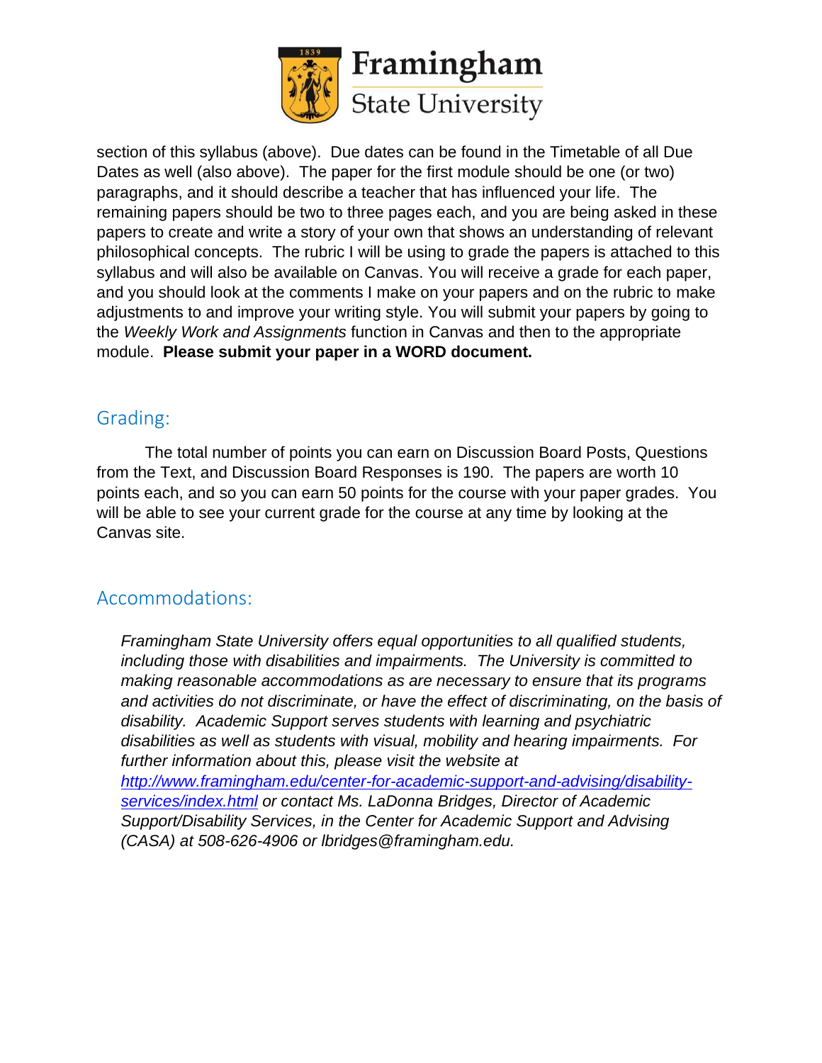section of this syllabus (above). Due dates can be found in the Timetable of all Due Dates as well (also above). The paper for the first module should be one (or two) paragraphs, and it should describe a teacher that has influenced your life. The remaining papers should be two to three pages each, and you are being asked in these papers to create and write a story of your own that shows an understanding of relevant philosophical concepts. The rubric I will be using to grade the papers is attached to this syllabus and will also be available on Canvas. You will receive a grade for each paper, and you should look at the comments I make on your papers and on the rubric to make adjustments to and improve your writing style. You will submit your papers by going to the *Weekly Work and Assignments* function in Canvas and then to the appropriate module. **Please submit your paper in a WORD document.**

## Grading:

The total number of points you can earn on Discussion Board Posts, Questions from the Text, and Discussion Board Responses is 190. The papers are worth 10 points each, and so you can earn 50 points for the course with your paper grades. You will be able to see your current grade for the course at any time by looking at the Canvas site.

## Accommodations:

*Framingham State University offers equal opportunities to all qualified students, including those with disabilities and impairments. The University is committed to making reasonable accommodations as are necessary to ensure that its programs and activities do not discriminate, or have the effect of discriminating, on the basis of disability. Academic Support serves students with learning and psychiatric disabilities as well as students with visual, mobility and hearing impairments. For further information about this, please visit the website at [http://www.framingham.edu/center-for-academic-support-and-advising/disability-services/index.html](http://www.framingham.edu/center-for-academic-support-and-advising/disability-services/index.html) or contact Ms. LaDonna Bridges, Director of Academic Support/Disability Services, in the Center for Academic Support and Advising (CASA) at 508-626-4906 or lbridges@framingham.edu.*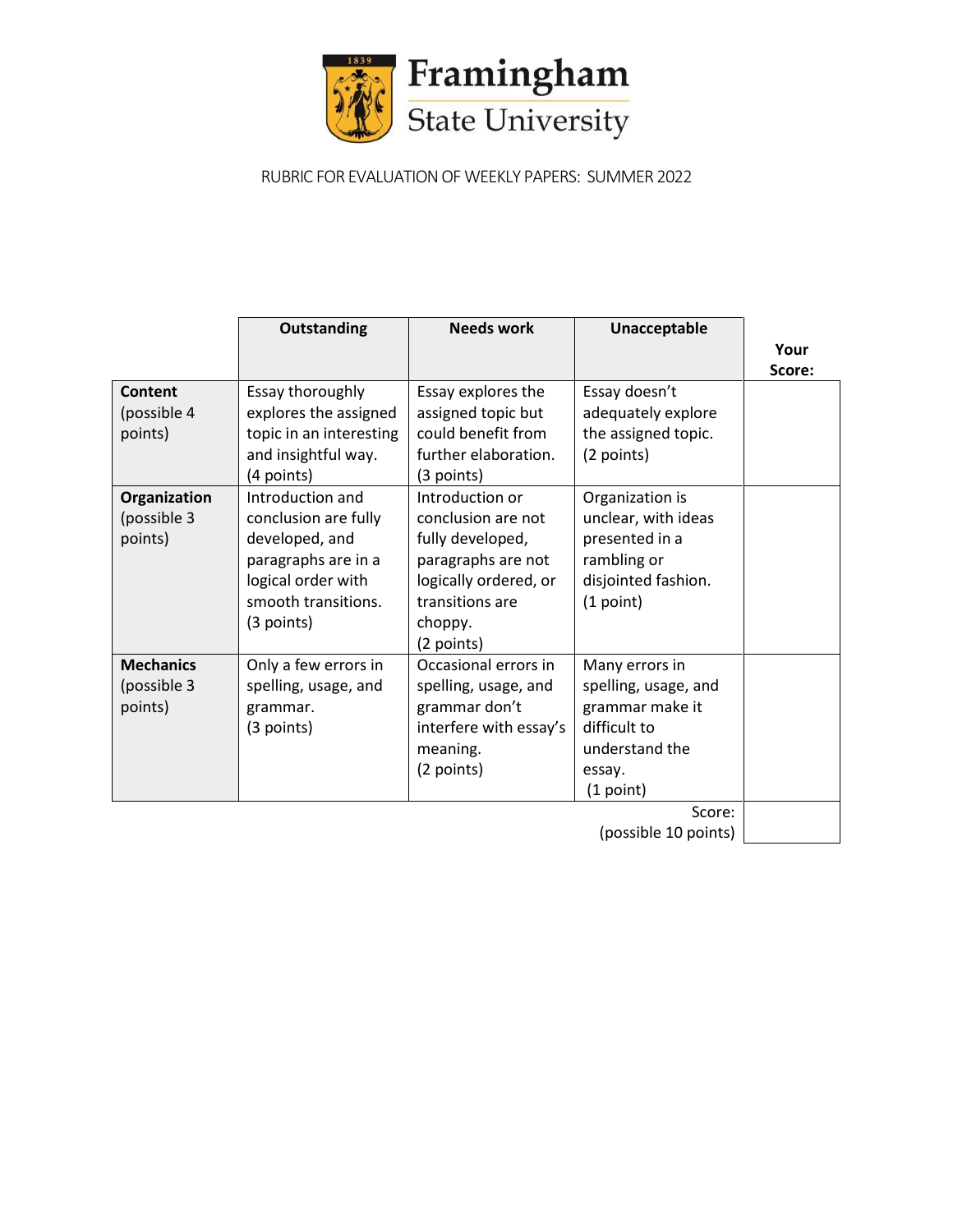Framingham State University

RUBRIC FOR EVALUATION OF WEEKLY PAPERS: SUMMER 2022

| | Outstanding | Needs work | Unacceptable | Your Score: |
|---|---|---|---|---|
| **Content** (possible 4 points) | Essay thoroughly explores the assigned topic in an interesting and insightful way. (4 points) | Essay explores the assigned topic but could benefit from further elaboration. (3 points) | Essay doesn't adequately explore the assigned topic. (2 points) | |
| **Organization** (possible 3 points) | Introduction and conclusion are fully developed, and paragraphs are in a logical order with smooth transitions. (3 points) | Introduction or conclusion are not fully developed, paragraphs are not logically ordered, or transitions are choppy. (2 points) | Organization is unclear, with ideas presented in a rambling or disjointed fashion. (1 point) | |
| **Mechanics** (possible 3 points) | Only a few errors in spelling, usage, and grammar. (3 points) | Occasional errors in spelling, usage, and grammar don't interfere with essay's meaning. (2 points) | Many errors in spelling, usage, and grammar make it difficult to understand the essay. (1 point) | |
| | | | Score: (possible 10 points) | |